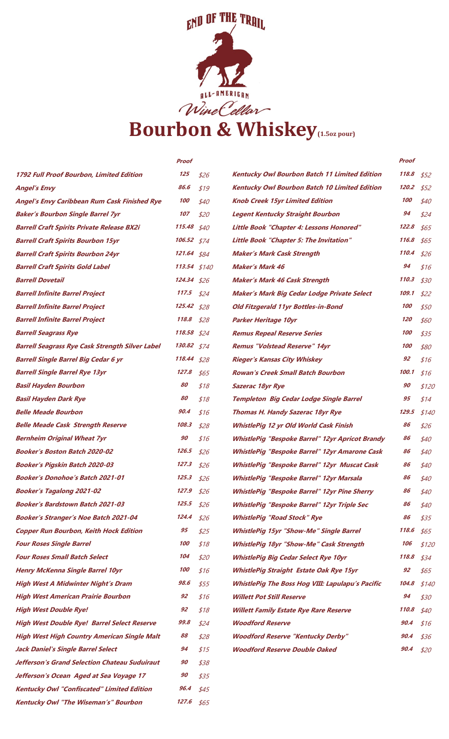END OF THE TRAIL

ALL-AMERICAN

Wine Cellar

# Bourbon & Whiskey (1.5oz pour)

| | Proof | |
|---|---|---|
| 1792 Full Proof Bourbon, Limited Edition | 125 | $26 |
| Angel's Envy | 86.6 | $19 |
| Angel's Envy Caribbean Rum Cask Finished Rye | 100 | $40 |
| Baker's Bourbon Single Barrel 7yr | 107 | $20 |
| Barrell Craft Spirits Private Release BX2i | 115.48 | $40 |
| Barrell Craft Spirits Bourbon 15yr | 106.52 | $74 |
| Barrell Craft Spirits Bourbon 24yr | 121.64 | $84 |
| Barrell Craft Spirits Gold Label | 113.54 | $140 |
| Barrell Dovetail | 124.34 | $26 |
| Barrell Infinite Barrel Project | 117.5 | $24 |
| Barrell Infinite Barrel Project | 125.42 | $28 |
| Barrell Infinite Barrel Project | 118.8 | $28 |
| Barrell Seagrass Rye | 118.58 | $24 |
| Barrell Seagrass Rye Cask Strength Silver Label | 130.82 | $74 |
| Barrell Single Barrel Big Cedar 6 yr | 118.44 | $28 |
| Barrell Single Barrel Rye 13yr | 127.8 | $65 |
| Basil Hayden Bourbon | 80 | $18 |
| Basil Hayden Dark Rye | 80 | $18 |
| Belle Meade Bourbon | 90.4 | $16 |
| Belle Meade Cask Strength Reserve | 108.3 | $28 |
| Bernheim Original Wheat 7yr | 90 | $16 |
| Booker's Boston Batch 2020-02 | 126.5 | $26 |
| Booker's Pigskin Batch 2020-03 | 127.3 | $26 |
| Booker's Donohoe's Batch 2021-01 | 125.3 | $26 |
| Booker's Tagalong 2021-02 | 127.9 | $26 |
| Booker's Bardstown Batch 2021-03 | 125.5 | $26 |
| Booker's Stranger's Noe Batch 2021-04 | 124.4 | $26 |
| Copper Run Bourbon, Keith Hock Edition | 95 | $25 |
| Four Roses Single Barrel | 100 | $18 |
| Four Roses Small Batch Select | 104 | $20 |
| Henry McKenna Single Barrel 10yr | 100 | $16 |
| High West A Midwinter Night's Dram | 98.6 | $55 |
| High West American Prairie Bourbon | 92 | $16 |
| High West Double Rye! | 92 | $18 |
| High West Double Rye! Barrel Select Reserve | 99.8 | $24 |
| High West High Country American Single Malt | 88 | $28 |
| Jack Daniel's Single Barrel Select | 94 | $15 |
| Jefferson's Grand Selection Chateau Suduiraut | 90 | $38 |
| Jefferson's Ocean Aged at Sea Voyage 17 | 90 | $35 |
| Kentucky Owl "Confiscated" Limited Edition | 96.4 | $45 |
| Kentucky Owl "The Wiseman's" Bourbon | 127.6 | $65 |
| Kentucky Owl Bourbon Batch 11 Limited Edition | 118.8 | $52 |
| Kentucky Owl Bourbon Batch 10 Limited Edition | 120.2 | $52 |
| Knob Creek 15yr Limited Edition | 100 | $40 |
| Legent Kentucky Straight Bourbon | 94 | $24 |
| Little Book "Chapter 4: Lessons Honored" | 122.8 | $65 |
| Little Book "Chapter 5: The Invitation" | 116.8 | $65 |
| Maker's Mark Cask Strength | 110.4 | $26 |
| Maker's Mark 46 | 94 | $16 |
| Maker's Mark 46 Cask Strength | 110.3 | $30 |
| Maker's Mark Big Cedar Lodge Private Select | 109.1 | $22 |
| Old Fitzgerald 11yr Bottles-in-Bond | 100 | $50 |
| Parker Heritage 10yr | 120 | $60 |
| Remus Repeal Reserve Series | 100 | $35 |
| Remus "Volstead Reserve" 14yr | 100 | $80 |
| Rieger's Kansas City Whiskey | 92 | $16 |
| Rowan's Creek Small Batch Bourbon | 100.1 | $16 |
| Sazerac 18yr Rye | 90 | $120 |
| Templeton Big Cedar Lodge Single Barrel | 95 | $14 |
| Thomas H. Handy Sazerac 18yr Rye | 129.5 | $140 |
| WhistlePig 12 yr Old World Cask Finish | 86 | $26 |
| WhistlePig "Bespoke Barrel" 12yr Apricot Brandy | 86 | $40 |
| WhistlePig "Bespoke Barrel" 12yr Amarone Cask | 86 | $40 |
| WhistlePig "Bespoke Barrel" 12yr Muscat Cask | 86 | $40 |
| WhistlePig "Bespoke Barrel" 12yr Marsala | 86 | $40 |
| WhistlePig "Bespoke Barrel" 12yr Pine Sherry | 86 | $40 |
| WhistlePig "Bespoke Barrel" 12yr Triple Sec | 86 | $40 |
| WhistlePig "Road Stock" Rye | 86 | $35 |
| WhistlePig 15yr "Show-Me" Single Barrel | 118.6 | $65 |
| WhistlePig 18yr "Show-Me" Cask Strength | 106 | $120 |
| WhistlePig Big Cedar Select Rye 10yr | 118.8 | $34 |
| WhistlePig Straight Estate Oak Rye 15yr | 92 | $65 |
| WhistlePig The Boss Hog VIII: Lapulapu's Pacific | 104.8 | $140 |
| Willett Pot Still Reserve | 94 | $30 |
| Willett Family Estate Rye Rare Reserve | 110.8 | $40 |
| Woodford Reserve | 90.4 | $16 |
| Woodford Reserve "Kentucky Derby" | 90.4 | $36 |
| Woodford Reserve Double Oaked | 90.4 | $20 |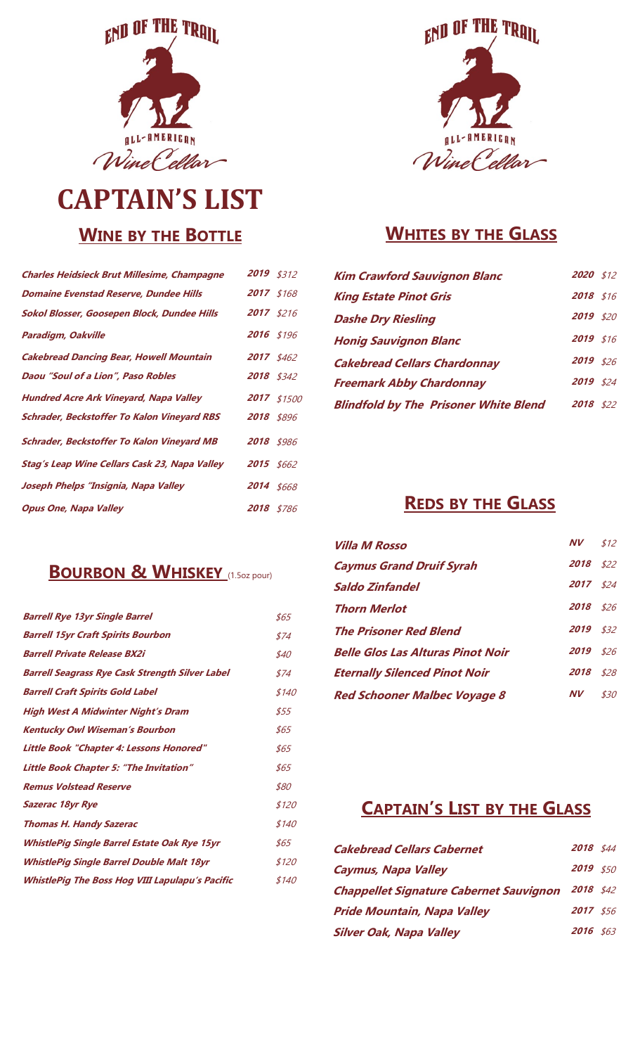END OF THE TRAIL
ALL-AMERICAN
Wine Cellar

# CAPTAIN'S LIST

## WINE BY THE BOTTLE

| | | |
|---|---|---|
| *Charles Heidsieck Brut Millesime, Champagne* | *2019* | *$312* |
| *Domaine Evenstad Reserve, Dundee Hills* | *2017* | *$168* |
| *Sokol Blosser, Goosepen Block, Dundee Hills* | *2017* | *$216* |
| *Paradigm, Oakville* | *2016* | *$196* |
| *Cakebread Dancing Bear, Howell Mountain* | *2017* | *$462* |
| *Daou "Soul of a Lion", Paso Robles* | *2018* | *$342* |
| *Hundred Acre Ark Vineyard, Napa Valley* | *2017* | *$1500* |
| *Schrader, Beckstoffer To Kalon Vineyard RBS* | *2018* | *$896* |
| *Schrader, Beckstoffer To Kalon Vineyard MB* | *2018* | *$986* |
| *Stag's Leap Wine Cellars Cask 23, Napa Valley* | *2015* | *$662* |
| *Joseph Phelps "Insignia, Napa Valley* | *2014* | *$668* |
| *Opus One, Napa Valley* | *2018* | *$786* |

## BOURBON & WHISKEY (1.5oz pour)

| | |
|---|---|
| *Barrell Rye 13yr Single Barrel* | *$65* |
| *Barrell 15yr Craft Spirits Bourbon* | *$74* |
| *Barrell Private Release BX2i* | *$40* |
| *Barrell Seagrass Rye Cask Strength Silver Label* | *$74* |
| *Barrell Craft Spirits Gold Label* | *$140* |
| *High West A Midwinter Night's Dram* | *$55* |
| *Kentucky Owl Wiseman's Bourbon* | *$65* |
| *Little Book "Chapter 4: Lessons Honored"* | *$65* |
| *Little Book Chapter 5: "The Invitation"* | *$65* |
| *Remus Volstead Reserve* | *$80* |
| *Sazerac 18yr Rye* | *$120* |
| *Thomas H. Handy Sazerac* | *$140* |
| *WhistlePig Single Barrel Estate Oak Rye 15yr* | *$65* |
| *WhistlePig Single Barrel Double Malt 18yr* | *$120* |
| *WhistlePig The Boss Hog VIII Lapulapu's Pacific* | *$140* |

END OF THE TRAIL
ALL-AMERICAN
Wine Cellar

## WHITES BY THE GLASS

| | | |
|---|---|---|
| *Kim Crawford Sauvignon Blanc* | *2020* | *$12* |
| *King Estate Pinot Gris* | *2018* | *$16* |
| *Dashe Dry Riesling* | *2019* | *$20* |
| *Honig Sauvignon Blanc* | *2019* | *$16* |
| *Cakebread Cellars Chardonnay* | *2019* | *$26* |
| *Freemark Abby Chardonnay* | *2019* | *$24* |
| *Blindfold by The Prisoner White Blend* | *2018* | *$22* |

## REDS BY THE GLASS

| | | |
|---|---|---|
| *Villa M Rosso* | *NV* | *$12* |
| *Caymus Grand Druif Syrah* | *2018* | *$22* |
| *Saldo Zinfandel* | *2017* | *$24* |
| *Thorn Merlot* | *2018* | *$26* |
| *The Prisoner Red Blend* | *2019* | *$32* |
| *Belle Glos Las Alturas Pinot Noir* | *2019* | *$26* |
| *Eternally Silenced Pinot Noir* | *2018* | *$28* |
| *Red Schooner Malbec Voyage 8* | *NV* | *$30* |

## CAPTAIN'S LIST BY THE GLASS

| | | |
|---|---|---|
| *Cakebread Cellars Cabernet* | *2018* | *$44* |
| *Caymus, Napa Valley* | *2019* | *$50* |
| *Chappellet Signature Cabernet Sauvignon* | *2018* | *$42* |
| *Pride Mountain, Napa Valley* | *2017* | *$56* |
| *Silver Oak, Napa Valley* | *2016* | *$63* |